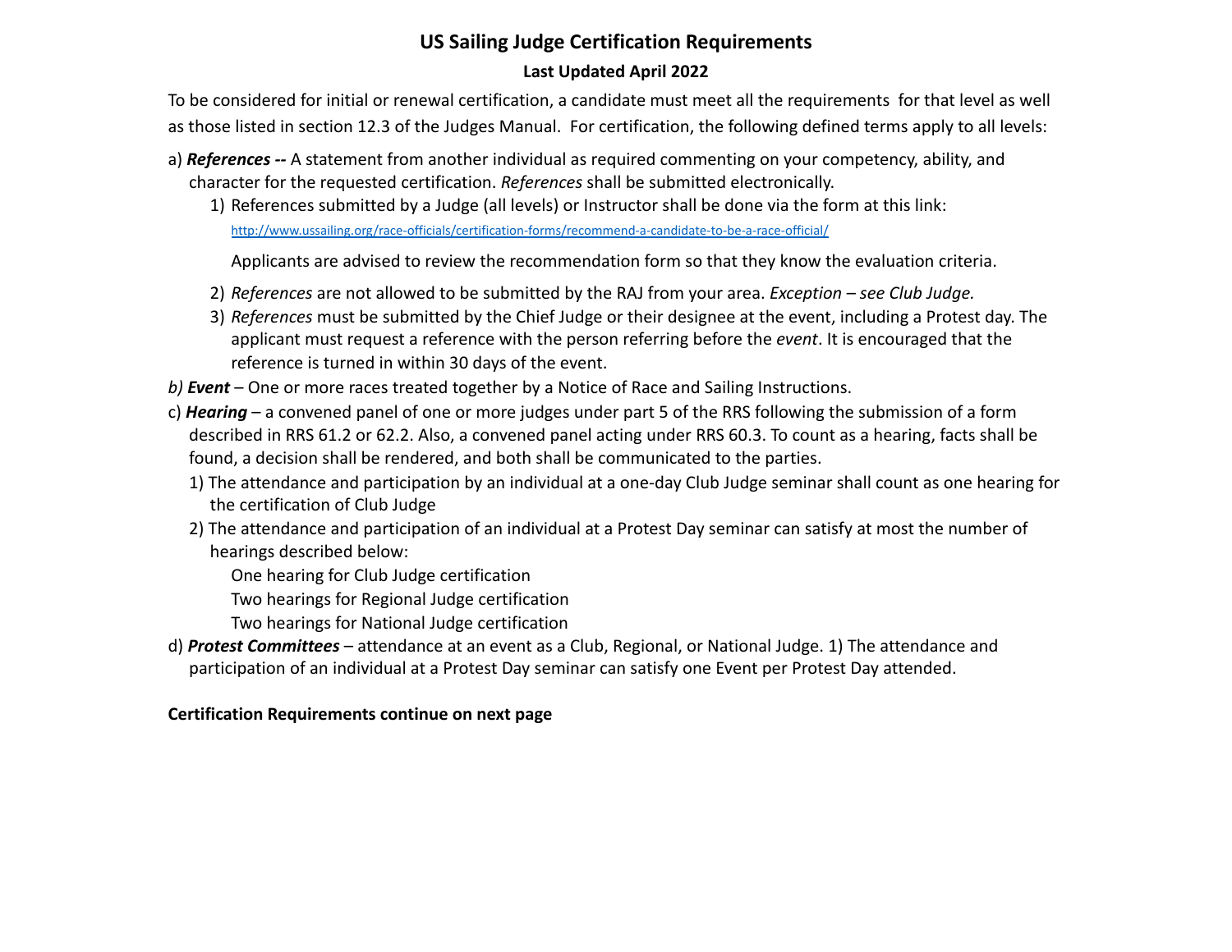# US Sailing Judge Certification Requirements

## Last Updated April 2022

To be considered for initial or renewal certification, a candidate must meet all the requirements for that level as well as those listed in section 12.3 of the Judges Manual. For certification, the following defined terms apply to all levels:

a) ***References --*** A statement from another individual as required commenting on your competency, ability, and character for the requested certification. *References* shall be submitted electronically.

1) References submitted by a Judge (all levels) or Instructor shall be done via the form at this link: [http://www.ussailing.org/race-officials/certification-forms/recommend-a-candidate-to-be-a-race-official/](http://www.ussailing.org/race-officials/certification-forms/recommend-a-candidate-to-be-a-race-official/)

   Applicants are advised to review the recommendation form so that they know the evaluation criteria.

2) *References* are not allowed to be submitted by the RAJ from your area. *Exception – see Club Judge.*
3) *References* must be submitted by the Chief Judge or their designee at the event, including a Protest day. The applicant must request a reference with the person referring before the *event*. It is encouraged that the reference is turned in within 30 days of the event.

*b)* ***Event*** – One or more races treated together by a Notice of Race and Sailing Instructions.

c) ***Hearing*** – a convened panel of one or more judges under part 5 of the RRS following the submission of a form described in RRS 61.2 or 62.2. Also, a convened panel acting under RRS 60.3. To count as a hearing, facts shall be found, a decision shall be rendered, and both shall be communicated to the parties.

1) The attendance and participation by an individual at a one-day Club Judge seminar shall count as one hearing for the certification of Club Judge
2) The attendance and participation of an individual at a Protest Day seminar can satisfy at most the number of hearings described below:

   One hearing for Club Judge certification

   Two hearings for Regional Judge certification

   Two hearings for National Judge certification

d) ***Protest Committees*** – attendance at an event as a Club, Regional, or National Judge. 1) The attendance and participation of an individual at a Protest Day seminar can satisfy one Event per Protest Day attended.

**Certification Requirements continue on next page**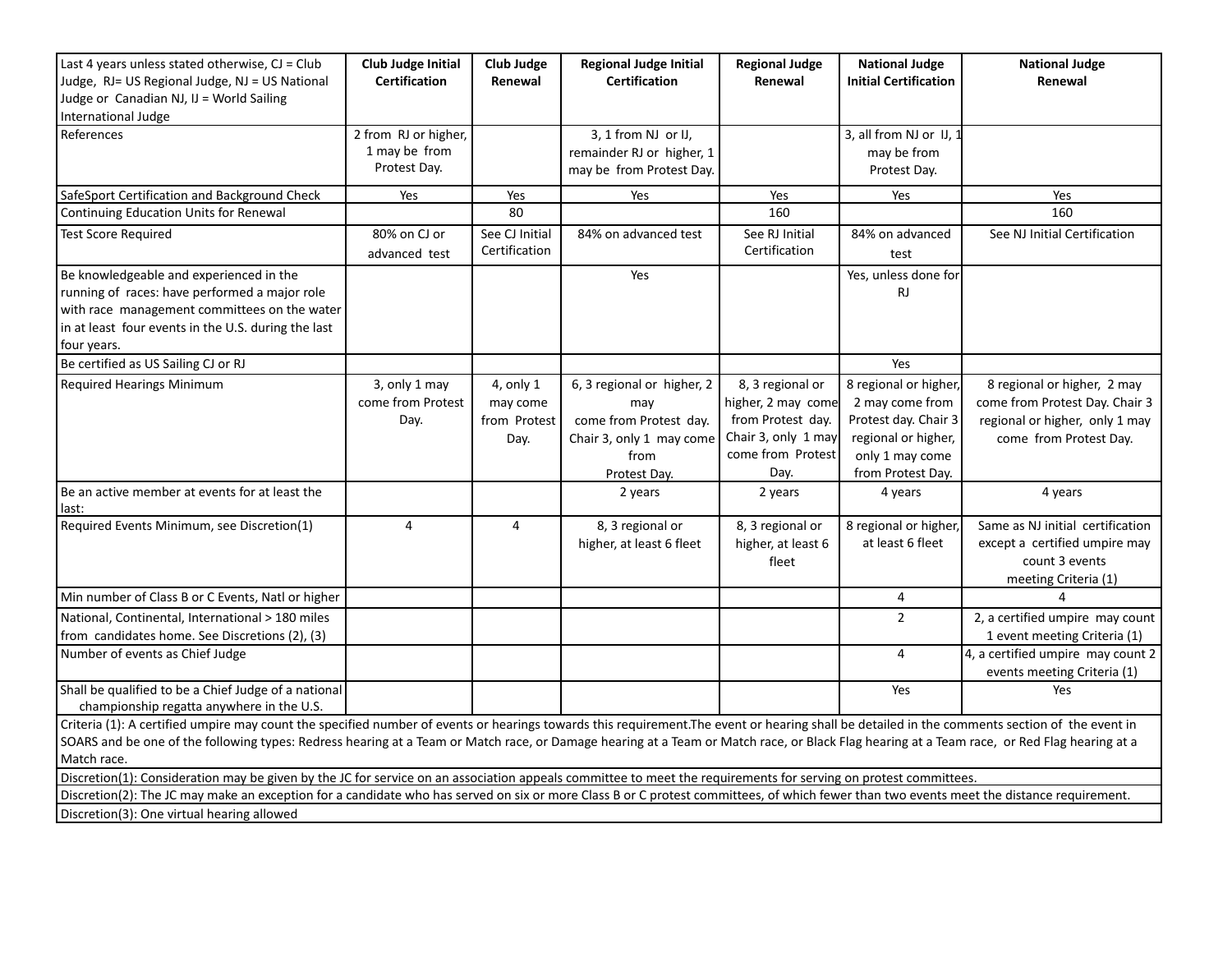| Last 4 years unless stated otherwise, CJ = Club Judge, RJ= US Regional Judge, NJ = US National Judge or Canadian NJ, IJ = World Sailing International Judge | **Club Judge Initial Certification** | **Club Judge Renewal** | **Regional Judge Initial Certification** | **Regional Judge Renewal** | **National Judge Initial Certification** | **National Judge Renewal** |
|---|---|---|---|---|---|---|
| References | 2 from RJ or higher, 1 may be from Protest Day. | | 3, 1 from NJ or IJ, remainder RJ or higher, 1 may be from Protest Day. | | 3, all from NJ or IJ, 1 may be from Protest Day. | |
| SafeSport Certification and Background Check | Yes | Yes | Yes | Yes | Yes | Yes |
| Continuing Education Units for Renewal | | 80 | | 160 | | 160 |
| Test Score Required | 80% on CJ or advanced test | See CJ Initial Certification | 84% on advanced test | See RJ Initial Certification | 84% on advanced test | See NJ Initial Certification |
| Be knowledgeable and experienced in the running of races: have performed a major role with race management committees on the water in at least four events in the U.S. during the last four years. | | | Yes | | Yes, unless done for RJ | |
| Be certified as US Sailing CJ or RJ | | | | | Yes | |
| Required Hearings Minimum | 3, only 1 may come from Protest Day. | 4, only 1 may come from Protest Day. | 6, 3 regional or higher, 2 may come from Protest day. Chair 3, only 1 may come from Protest Day. | 8, 3 regional or higher, 2 may come from Protest day. Chair 3, only 1 may come from Protest Day. | 8 regional or higher, 2 may come from Protest day. Chair 3 regional or higher, only 1 may come from Protest Day. | 8 regional or higher, 2 may come from Protest Day. Chair 3 regional or higher, only 1 may come from Protest Day. |
| Be an active member at events for at least the last: | | | 2 years | 2 years | 4 years | 4 years |
| Required Events Minimum, see Discretion(1) | 4 | 4 | 8, 3 regional or higher, at least 6 fleet | 8, 3 regional or higher, at least 6 fleet | 8 regional or higher, at least 6 fleet | Same as NJ initial certification except a certified umpire may count 3 events meeting Criteria (1) |
| Min number of Class B or C Events, Natl or higher | | | | | 4 | 4 |
| National, Continental, International > 180 miles from candidates home. See Discretions (2), (3) | | | | | 2 | 2, a certified umpire may count 1 event meeting Criteria (1) |
| Number of events as Chief Judge | | | | | 4 | 4, a certified umpire may count 2 events meeting Criteria (1) |
| Shall be qualified to be a Chief Judge of a national championship regatta anywhere in the U.S. | | | | | Yes | Yes |

Criteria (1): A certified umpire may count the specified number of events or hearings towards this requirement.The event or hearing shall be detailed in the comments section of the event in SOARS and be one of the following types: Redress hearing at a Team or Match race, or Damage hearing at a Team or Match race, or Black Flag hearing at a Team race, or Red Flag hearing at a Match race.

Discretion(1): Consideration may be given by the JC for service on an association appeals committee to meet the requirements for serving on protest committees.

Discretion(2): The JC may make an exception for a candidate who has served on six or more Class B or C protest committees, of which fewer than two events meet the distance requirement.

Discretion(3): One virtual hearing allowed